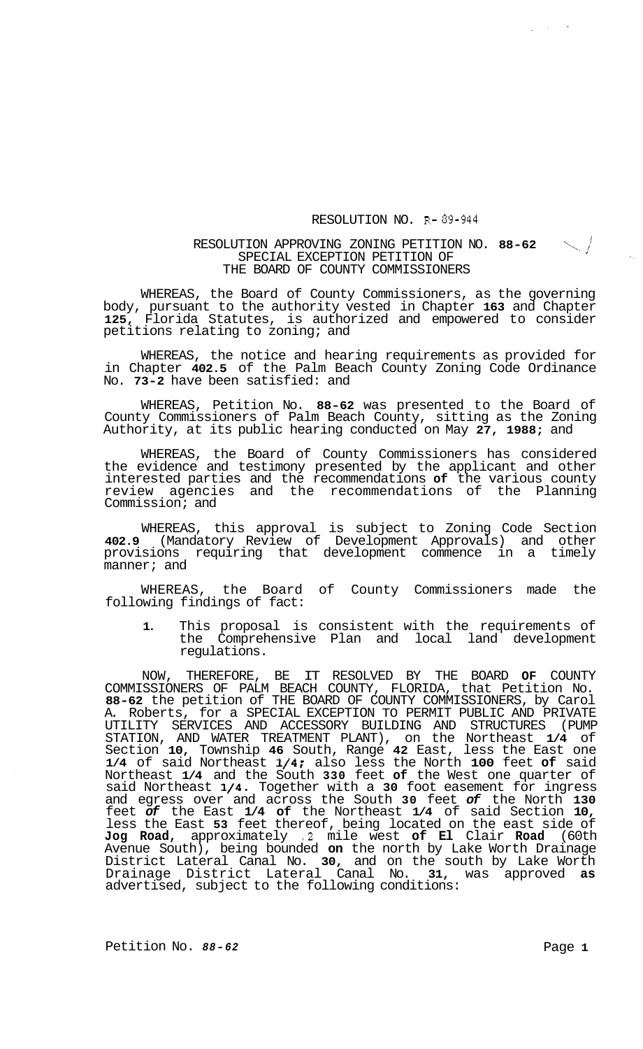RESOLUTION NO. R- 89-944

RESOLUTION APPROVING ZONING PETITION NO. 88-62
SPECIAL EXCEPTION PETITION OF
THE BOARD OF COUNTY COMMISSIONERS

WHEREAS, the Board of County Commissioners, as the governing body, pursuant to the authority vested in Chapter 163 and Chapter 125, Florida Statutes, is authorized and empowered to consider petitions relating to zoning; and

WHEREAS, the notice and hearing requirements as provided for in Chapter 402.5 of the Palm Beach County Zoning Code Ordinance No. 73-2 have been satisfied: and

WHEREAS, Petition No. 88-62 was presented to the Board of County Commissioners of Palm Beach County, sitting as the Zoning Authority, at its public hearing conducted on May 27, 1988; and

WHEREAS, the Board of County Commissioners has considered the evidence and testimony presented by the applicant and other interested parties and the recommendations of the various county review agencies and the recommendations of the Planning Commission; and

WHEREAS, this approval is subject to Zoning Code Section 402.9 (Mandatory Review of Development Approvals) and other provisions requiring that development commence in a timely manner; and

WHEREAS, the Board of County Commissioners made the following findings of fact:

1. This proposal is consistent with the requirements of the Comprehensive Plan and local land development regulations.

NOW, THEREFORE, BE IT RESOLVED BY THE BOARD OF COUNTY COMMISSIONERS OF PALM BEACH COUNTY, FLORIDA, that Petition No. 88-62 the petition of THE BOARD OF COUNTY COMMISSIONERS, by Carol A. Roberts, for a SPECIAL EXCEPTION TO PERMIT PUBLIC AND PRIVATE UTILITY SERVICES AND ACCESSORY BUILDING AND STRUCTURES (PUMP STATION, AND WATER TREATMENT PLANT), on the Northeast 1/4 of Section 10, Township 46 South, Range 42 East, less the East one 1/4 of said Northeast 1/4; also less the North 100 feet of said Northeast 1/4 and the South 330 feet of the West one quarter of said Northeast 1/4. Together with a 30 foot easement for ingress and egress over and across the South 30 feet of the North 130 feet of the East 1/4 of the Northeast 1/4 of said Section 10, less the East 53 feet thereof, being located on the east side of Jog Road, approximately .2 mile west of El Clair Road (60th Avenue South), being bounded on the north by Lake Worth Drainage District Lateral Canal No. 30, and on the south by Lake Worth Drainage District Lateral Canal No. 31, was approved as advertised, subject to the following conditions: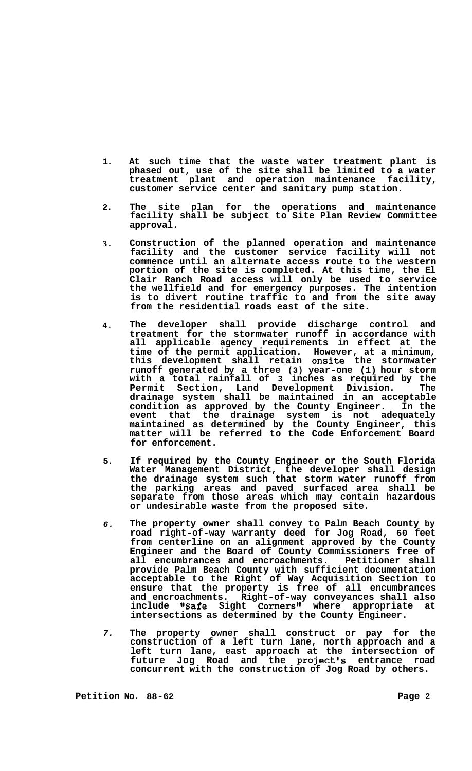1. At such time that the waste water treatment plant is phased out, use of the site shall be limited to a water treatment plant and operation maintenance facility, customer service center and sanitary pump station.

2. The site plan for the operations and maintenance facility shall be subject to Site Plan Review Committee approval.

3. Construction of the planned operation and maintenance facility and the customer service facility will not commence until an alternate access route to the western portion of the site is completed. At this time, the El Clair Ranch Road access will only be used to service the wellfield and for emergency purposes. The intention is to divert routine traffic to and from the site away from the residential roads east of the site.

4. The developer shall provide discharge control and treatment for the stormwater runoff in accordance with all applicable agency requirements in effect at the time of the permit application. However, at a minimum, this development shall retain onsite the stormwater runoff generated by a three (3) year-one (1) hour storm with a total rainfall of 3 inches as required by the Permit Section, Land Development Division. The drainage system shall be maintained in an acceptable condition as approved by the County Engineer. In the event that the drainage system is not adequately maintained as determined by the County Engineer, this matter will be referred to the Code Enforcement Board for enforcement.

5. If required by the County Engineer or the South Florida Water Management District, the developer shall design the drainage system such that storm water runoff from the parking areas and paved surfaced area shall be separate from those areas which may contain hazardous or undesirable waste from the proposed site.

6. The property owner shall convey to Palm Beach County by road right-of-way warranty deed for Jog Road, 60 feet from centerline on an alignment approved by the County Engineer and the Board of County Commissioners free of all encumbrances and encroachments. Petitioner shall provide Palm Beach County with sufficient documentation acceptable to the Right of Way Acquisition Section to ensure that the property is free of all encumbrances and encroachments. Right-of-way conveyances shall also include "Safe Sight Corners" where appropriate at intersections as determined by the County Engineer.

7. The property owner shall construct or pay for the construction of a left turn lane, north approach and a left turn lane, east approach at the intersection of future Jog Road and the project's entrance road concurrent with the construction of Jog Road by others.

Petition No. 88-62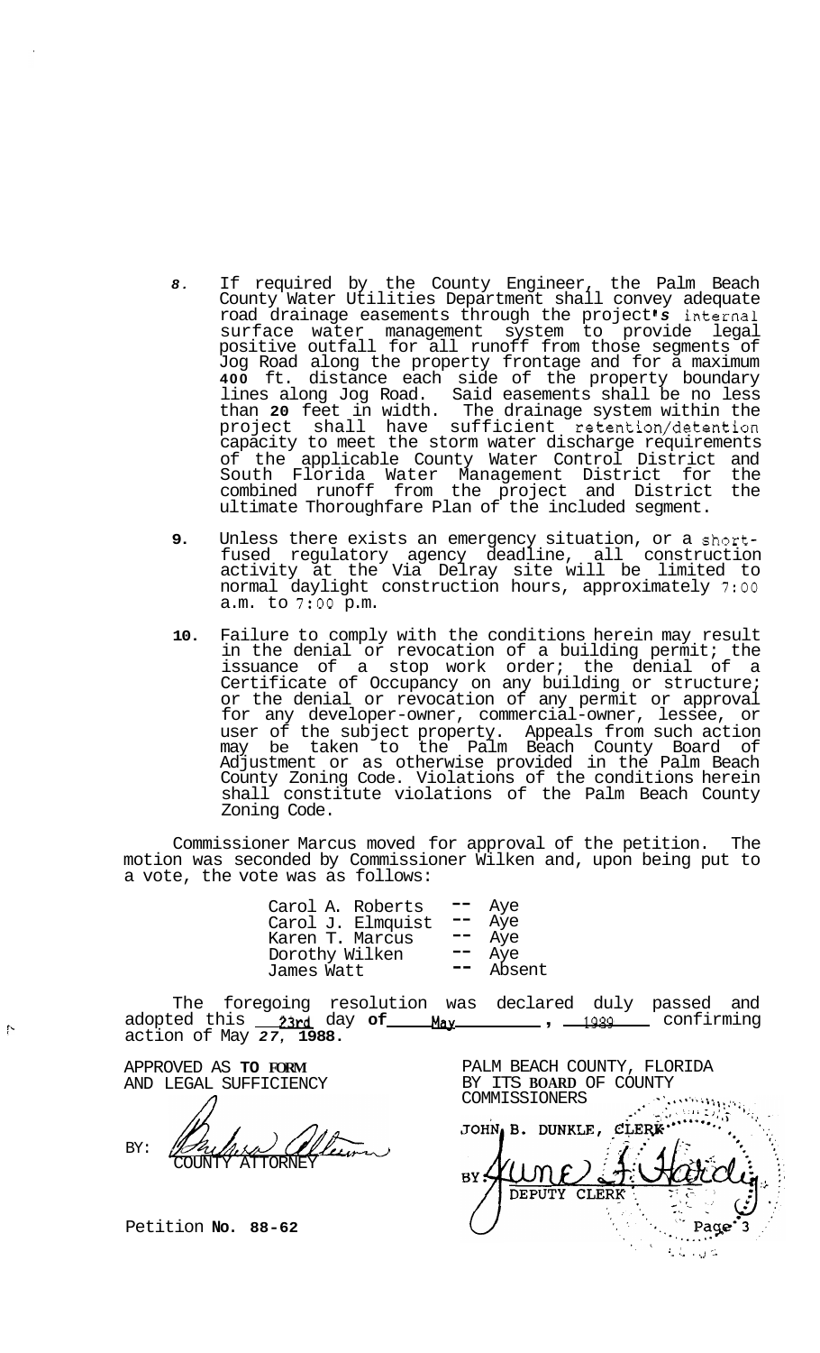8. If required by the County Engineer, the Palm Beach County Water Utilities Department shall convey adequate road drainage easements through the project's internal surface water management system to provide legal positive outfall for all runoff from those segments of Jog Road along the property frontage and for a maximum 400 ft. distance each side of the property boundary lines along Jog Road. Said easements shall be no less than 20 feet in width. The drainage system within the project shall have sufficient retention/detention capacity to meet the storm water discharge requirements of the applicable County Water Control District and South Florida Water Management District for the combined runoff from the project and District the ultimate Thoroughfare Plan of the included segment.

9. Unless there exists an emergency situation, or a short-fused regulatory agency deadline, all construction activity at the Via Delray site will be limited to normal daylight construction hours, approximately 7:00 a.m. to 7:00 p.m.

10. Failure to comply with the conditions herein may result in the denial or revocation of a building permit; the issuance of a stop work order; the denial of a Certificate of Occupancy on any building or structure; or the denial or revocation of any permit or approval for any developer-owner, commercial-owner, lessee, or user of the subject property. Appeals from such action may be taken to the Palm Beach County Board of Adjustment or as otherwise provided in the Palm Beach County Zoning Code. Violations of the conditions herein shall constitute violations of the Palm Beach County Zoning Code.

Commissioner Marcus moved for approval of the petition. The motion was seconded by Commissioner Wilken and, upon being put to a vote, the vote was as follows:

| | | |
|---|---|---|
| Carol A. Roberts | -- | Aye |
| Carol J. Elmquist | -- | Aye |
| Karen T. Marcus | -- | Aye |
| Dorothy Wilken | -- | Aye |
| James Watt | -- | Absent |

The foregoing resolution was declared duly passed and adopted this 23rd day of May, 1989 confirming action of May 27, 1988.

APPROVED AS TO FORM
AND LEGAL SUFFICIENCY

BY: COUNTY ATTORNEY

PALM BEACH COUNTY, FLORIDA
BY ITS BOARD OF COUNTY
COMMISSIONERS

JOHN B. DUNKLE, CLERK

BY: DEPUTY CLERK

Petition No. 88-62